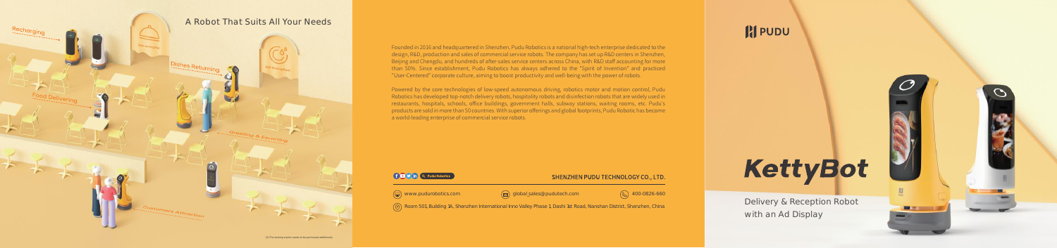## A Robot That Suits All Your Needs

Recharging

Dishes Returning

Food Delivering

Greeting & Escorting

Customers Attraction

[1] The docking station needs to be purchased additionally.

Founded in 2016 and headquartered in Shenzhen, Pudu Robotics is a national high-tech enterprise dedicated to the design, R&D, production and sales of commercial service robots. The company has set up R&D centers in Shenzhen, Beijing and Chengdu, and hundreds of after-sales service centers across China, with R&D staff accounting for more than 50%. Since establishment, Pudu Robotics has always adhered to the "Spirit of Invention" and practiced "User-Centered" corporate culture, aiming to boost productivity and well-being with the power of robots.

Powered by the core technologies of low-speed autonomous driving, robotics motor and motion control, Pudu Robotics has developed top-notch delivery robots, hospitality robots and disinfection robots that are widely used in restaurants, hospitals, schools, office buildings, government halls, subway stations, waiting rooms, etc. Pudu's products are sold in more than 50 countries. With superior offerings and global footprints, Pudu Robotic has become a world-leading enterprise of commercial service robots.

Pudu Robotics

**SHENZHEN PUDU TECHNOLOGY CO., LTD.**

www.pudurobotics.com

global_sales@pudutech.com

400-0826-660

Room 501, Building 1A, Shenzhen International Inno Valley Phase 1, Dashi 1st Road, Nanshan District, Shenzhen, China

PUDU

# KettyBot

Delivery & Reception Robot with an Ad Display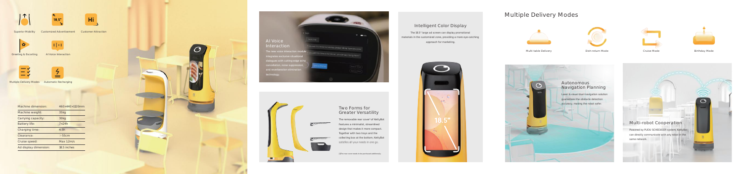Superior Mobility

Customized Advertisement

Customer Attraction

Greeting & Escorting

AI Voice Interaction

Multiple Delivery Modes

Automatic Recharging

| | |
|---|---|
| Machine dimension: | 460×440×1120mm |
| Machine weight: | 35kg |
| Carrying capacity: | 30kg |
| Battery life: | 7×24h |
| Charging time: | 4.5h |
| Clearance: | >55cm |
| Cruise speed: | Max 1.2m/s |
| Ad display dimension: | 18.5 inches |

## AI Voice Interaction

The new voice interaction module integrates exclusive situational dialogues with cutting-edge echo cancellation, noise suppression, and reverberation elimination technology.

## Two Forms for Greater Versatility

The removable rear cover[1] of KettyBot features a minimalist, streamlined design that makes it more compact. Together with two trays and the collecting box at the bottom, KettyBot satisfies all your needs in one go.

[1]The rear cover needs to be purchased additionally.

## Intelligent Color Display

The 18.5" large ad screen can display promotional materials in the customized zone, providing a more eye-catching approach for marketing.

18.5"

# Multiple Delivery Modes

Multi-table Delivery

Dish-return Mode

Cruise Mode

Birthday Mode

## Autonomous Navigation Planning

Laser & visual dual navigation solution guarantees the obstacle detection accuracy, making the robot safer.

## Multi-robot Cooperation

Powered by PUDU SCHEDULER system, KettyBot can directly communicate with any robot in the same network.